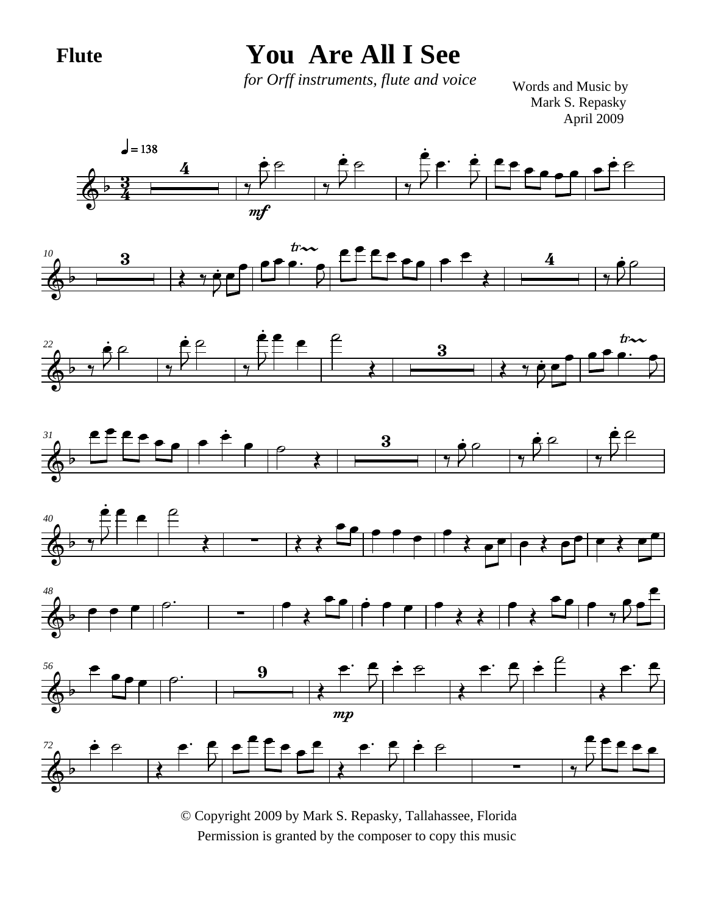**Flute**

# You Are All I See

*for Orff instruments, flute and voice*

Words and Music by
Mark S. Repasky
April 2009

© Copyright 2009 by Mark S. Repasky, Tallahassee, Florida
Permission is granted by the composer to copy this music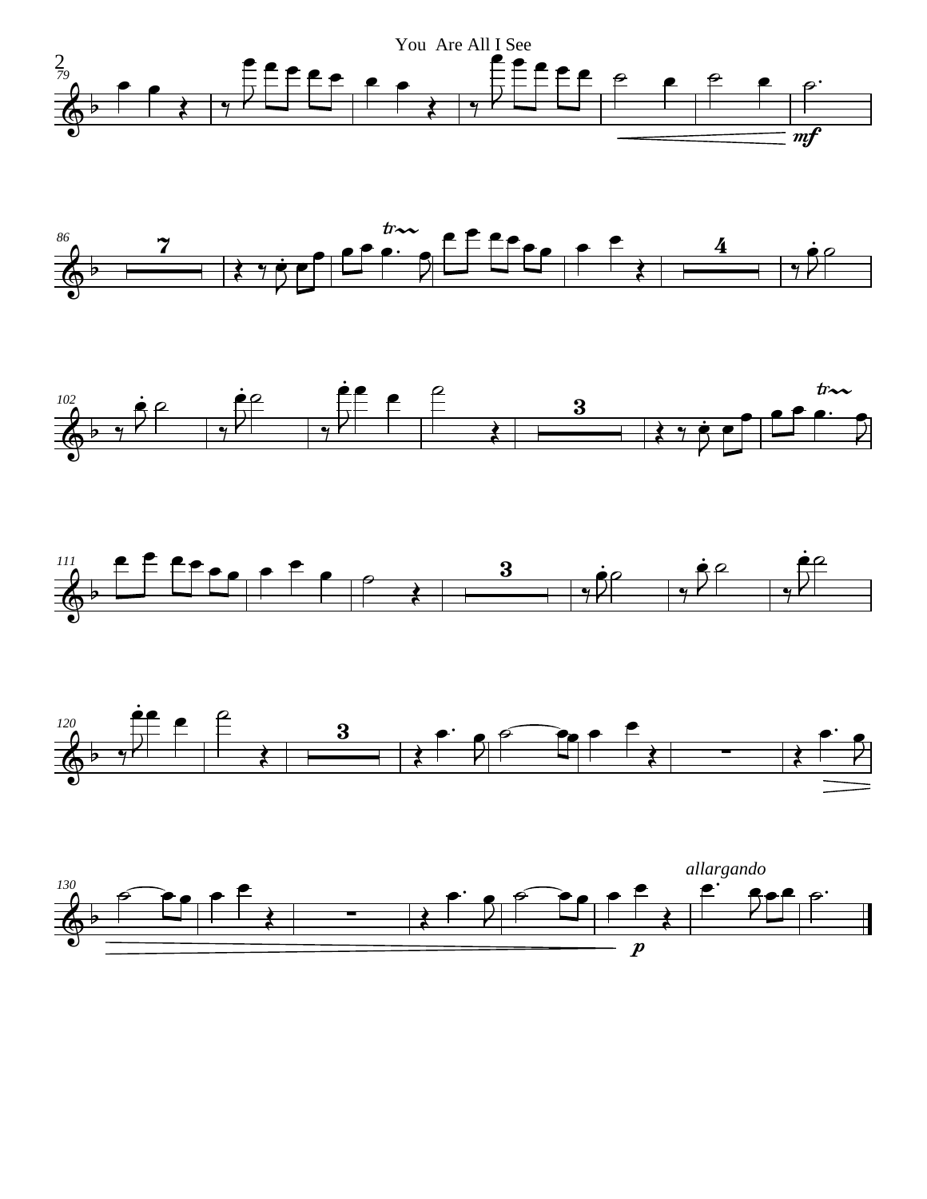You Are All I See